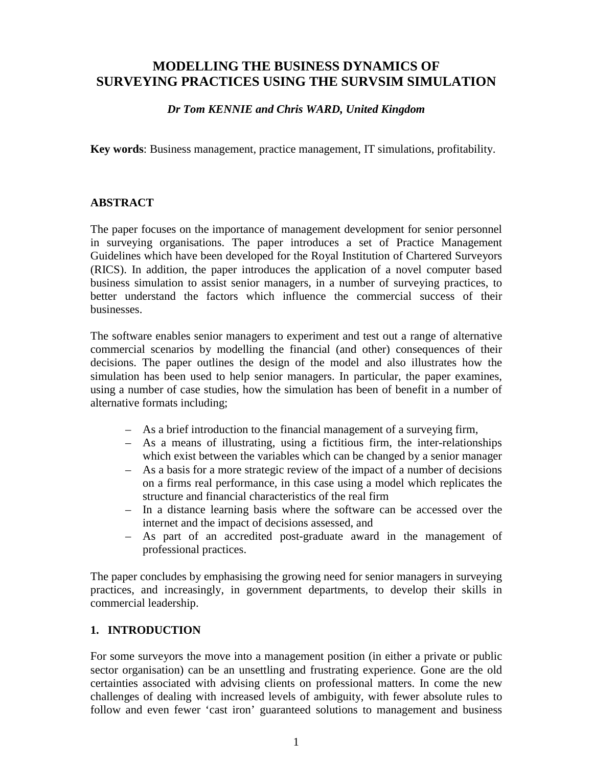# MODELLING THE BUSINESS DYNAMICS OF SURVEYING PRACTICES USING THE SURVSIM SIMULATION

***Dr Tom KENNIE and Chris WARD, United Kingdom***

**Key words**: Business management, practice management, IT simulations, profitability.

## ABSTRACT

The paper focuses on the importance of management development for senior personnel in surveying organisations. The paper introduces a set of Practice Management Guidelines which have been developed for the Royal Institution of Chartered Surveyors (RICS). In addition, the paper introduces the application of a novel computer based business simulation to assist senior managers, in a number of surveying practices, to better understand the factors which influence the commercial success of their businesses.

The software enables senior managers to experiment and test out a range of alternative commercial scenarios by modelling the financial (and other) consequences of their decisions. The paper outlines the design of the model and also illustrates how the simulation has been used to help senior managers. In particular, the paper examines, using a number of case studies, how the simulation has been of benefit in a number of alternative formats including;

- As a brief introduction to the financial management of a surveying firm,
- As a means of illustrating, using a fictitious firm, the inter-relationships which exist between the variables which can be changed by a senior manager
- As a basis for a more strategic review of the impact of a number of decisions on a firms real performance, in this case using a model which replicates the structure and financial characteristics of the real firm
- In a distance learning basis where the software can be accessed over the internet and the impact of decisions assessed, and
- As part of an accredited post-graduate award in the management of professional practices.

The paper concludes by emphasising the growing need for senior managers in surveying practices, and increasingly, in government departments, to develop their skills in commercial leadership.

## 1. INTRODUCTION

For some surveyors the move into a management position (in either a private or public sector organisation) can be an unsettling and frustrating experience. Gone are the old certainties associated with advising clients on professional matters. In come the new challenges of dealing with increased levels of ambiguity, with fewer absolute rules to follow and even fewer 'cast iron' guaranteed solutions to management and business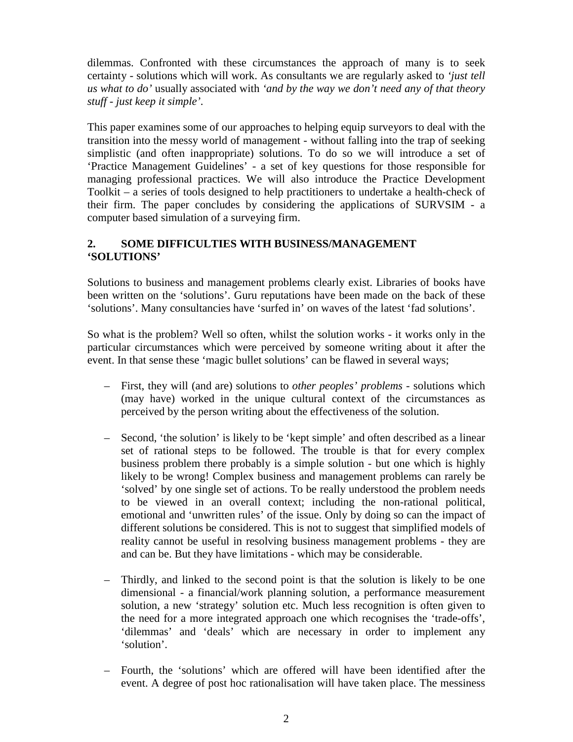dilemmas. Confronted with these circumstances the approach of many is to seek certainty - solutions which will work. As consultants we are regularly asked to *'just tell us what to do'* usually associated with *'and by the way we don't need any of that theory stuff - just keep it simple'.*

This paper examines some of our approaches to helping equip surveyors to deal with the transition into the messy world of management - without falling into the trap of seeking simplistic (and often inappropriate) solutions. To do so we will introduce a set of 'Practice Management Guidelines' - a set of key questions for those responsible for managing professional practices. We will also introduce the Practice Development Toolkit – a series of tools designed to help practitioners to undertake a health-check of their firm. The paper concludes by considering the applications of SURVSIM - a computer based simulation of a surveying firm.

## 2. SOME DIFFICULTIES WITH BUSINESS/MANAGEMENT 'SOLUTIONS'

Solutions to business and management problems clearly exist. Libraries of books have been written on the 'solutions'. Guru reputations have been made on the back of these 'solutions'. Many consultancies have 'surfed in' on waves of the latest 'fad solutions'.

So what is the problem? Well so often, whilst the solution works - it works only in the particular circumstances which were perceived by someone writing about it after the event. In that sense these 'magic bullet solutions' can be flawed in several ways;

- First, they will (and are) solutions to *other peoples' problems* - solutions which (may have) worked in the unique cultural context of the circumstances as perceived by the person writing about the effectiveness of the solution.

- Second, 'the solution' is likely to be 'kept simple' and often described as a linear set of rational steps to be followed. The trouble is that for every complex business problem there probably is a simple solution - but one which is highly likely to be wrong! Complex business and management problems can rarely be 'solved' by one single set of actions. To be really understood the problem needs to be viewed in an overall context; including the non-rational political, emotional and 'unwritten rules' of the issue. Only by doing so can the impact of different solutions be considered. This is not to suggest that simplified models of reality cannot be useful in resolving business management problems - they are and can be. But they have limitations - which may be considerable.

- Thirdly, and linked to the second point is that the solution is likely to be one dimensional - a financial/work planning solution, a performance measurement solution, a new 'strategy' solution etc. Much less recognition is often given to the need for a more integrated approach one which recognises the 'trade-offs', 'dilemmas' and 'deals' which are necessary in order to implement any 'solution'.

- Fourth, the 'solutions' which are offered will have been identified after the event. A degree of post hoc rationalisation will have taken place. The messiness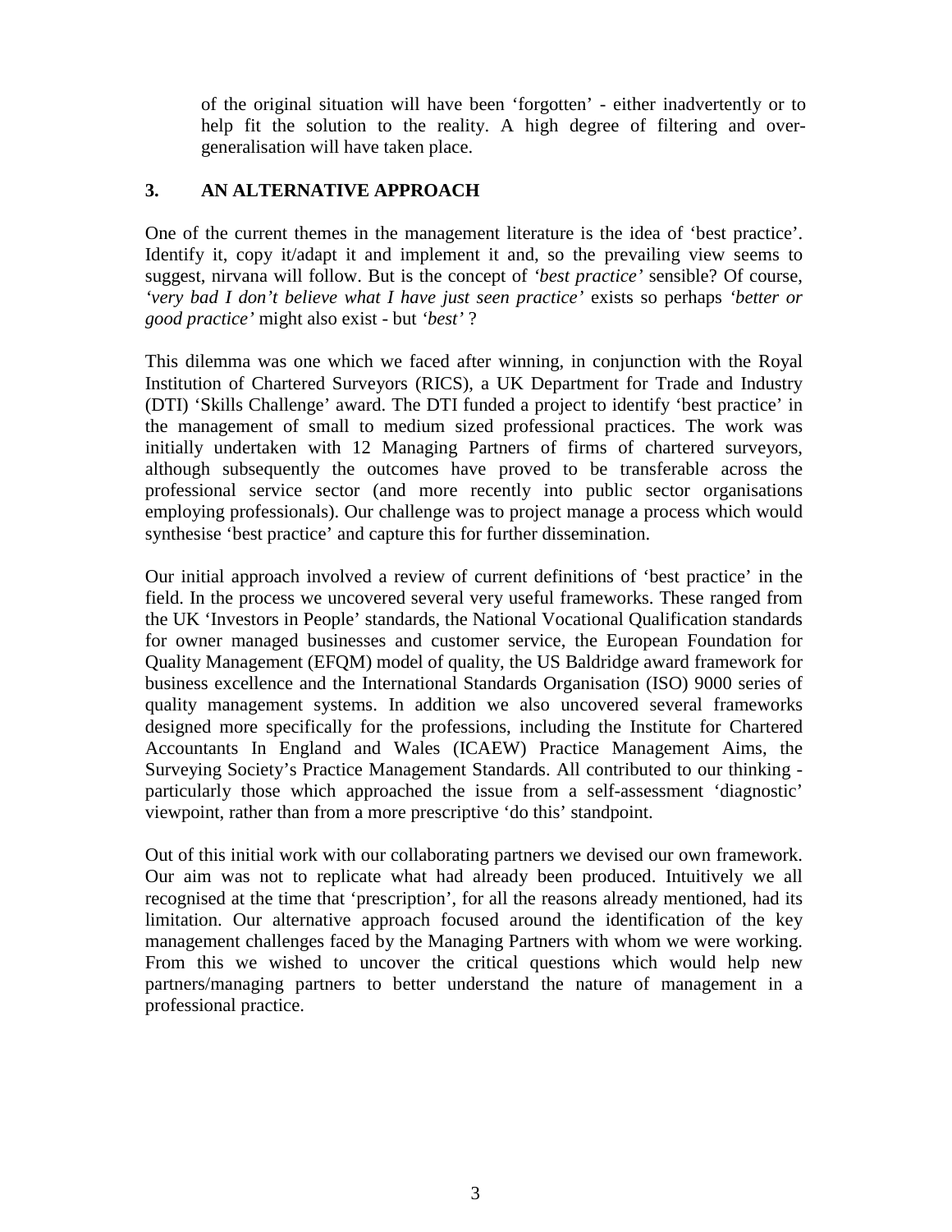of the original situation will have been 'forgotten' - either inadvertently or to help fit the solution to the reality. A high degree of filtering and over-generalisation will have taken place.

## 3. AN ALTERNATIVE APPROACH

One of the current themes in the management literature is the idea of 'best practice'. Identify it, copy it/adapt it and implement it and, so the prevailing view seems to suggest, nirvana will follow. But is the concept of *'best practice'* sensible? Of course, *'very bad I don't believe what I have just seen practice'* exists so perhaps *'better or good practice'* might also exist - but *'best'* ?

This dilemma was one which we faced after winning, in conjunction with the Royal Institution of Chartered Surveyors (RICS), a UK Department for Trade and Industry (DTI) 'Skills Challenge' award. The DTI funded a project to identify 'best practice' in the management of small to medium sized professional practices. The work was initially undertaken with 12 Managing Partners of firms of chartered surveyors, although subsequently the outcomes have proved to be transferable across the professional service sector (and more recently into public sector organisations employing professionals). Our challenge was to project manage a process which would synthesise 'best practice' and capture this for further dissemination.

Our initial approach involved a review of current definitions of 'best practice' in the field. In the process we uncovered several very useful frameworks. These ranged from the UK 'Investors in People' standards, the National Vocational Qualification standards for owner managed businesses and customer service, the European Foundation for Quality Management (EFQM) model of quality, the US Baldridge award framework for business excellence and the International Standards Organisation (ISO) 9000 series of quality management systems. In addition we also uncovered several frameworks designed more specifically for the professions, including the Institute for Chartered Accountants In England and Wales (ICAEW) Practice Management Aims, the Surveying Society's Practice Management Standards. All contributed to our thinking - particularly those which approached the issue from a self-assessment 'diagnostic' viewpoint, rather than from a more prescriptive 'do this' standpoint.

Out of this initial work with our collaborating partners we devised our own framework. Our aim was not to replicate what had already been produced. Intuitively we all recognised at the time that 'prescription', for all the reasons already mentioned, had its limitation. Our alternative approach focused around the identification of the key management challenges faced by the Managing Partners with whom we were working. From this we wished to uncover the critical questions which would help new partners/managing partners to better understand the nature of management in a professional practice.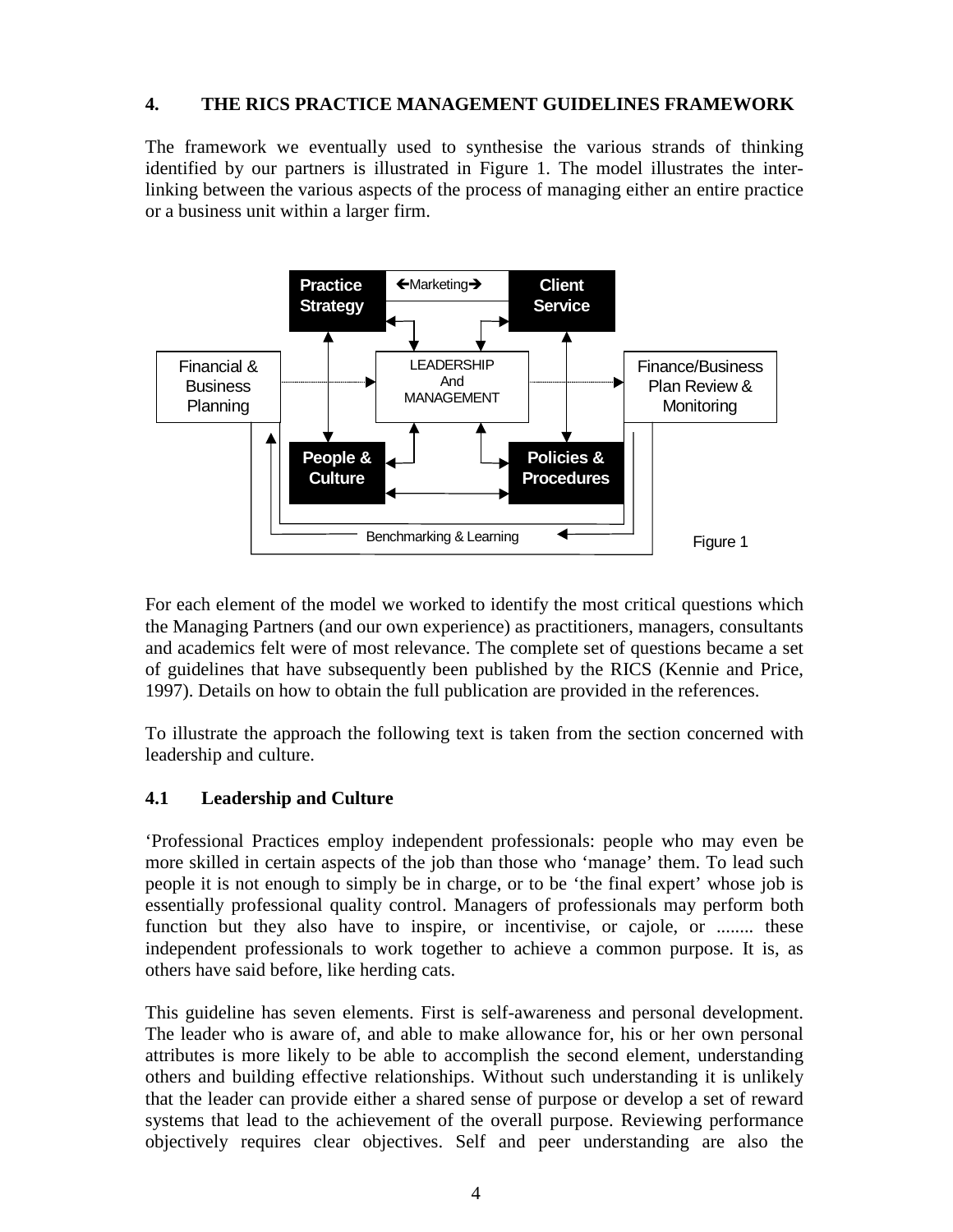## 4. THE RICS PRACTICE MANAGEMENT GUIDELINES FRAMEWORK

The framework we eventually used to synthesise the various strands of thinking identified by our partners is illustrated in Figure 1. The model illustrates the inter-linking between the various aspects of the process of managing either an entire practice or a business unit within a larger firm.

Practice Strategy ←Marketing→ Client Service

Financial & Business Planning | LEADERSHIP And MANAGEMENT | Finance/Business Plan Review & Monitoring

People & Culture | Policies & Procedures

Benchmarking & Learning

Figure 1

For each element of the model we worked to identify the most critical questions which the Managing Partners (and our own experience) as practitioners, managers, consultants and academics felt were of most relevance. The complete set of questions became a set of guidelines that have subsequently been published by the RICS (Kennie and Price, 1997). Details on how to obtain the full publication are provided in the references.

To illustrate the approach the following text is taken from the section concerned with leadership and culture.

### 4.1 Leadership and Culture

'Professional Practices employ independent professionals: people who may even be more skilled in certain aspects of the job than those who 'manage' them. To lead such people it is not enough to simply be in charge, or to be 'the final expert' whose job is essentially professional quality control. Managers of professionals may perform both function but they also have to inspire, or incentivise, or cajole, or ........ these independent professionals to work together to achieve a common purpose. It is, as others have said before, like herding cats.

This guideline has seven elements. First is self-awareness and personal development. The leader who is aware of, and able to make allowance for, his or her own personal attributes is more likely to be able to accomplish the second element, understanding others and building effective relationships. Without such understanding it is unlikely that the leader can provide either a shared sense of purpose or develop a set of reward systems that lead to the achievement of the overall purpose. Reviewing performance objectively requires clear objectives. Self and peer understanding are also the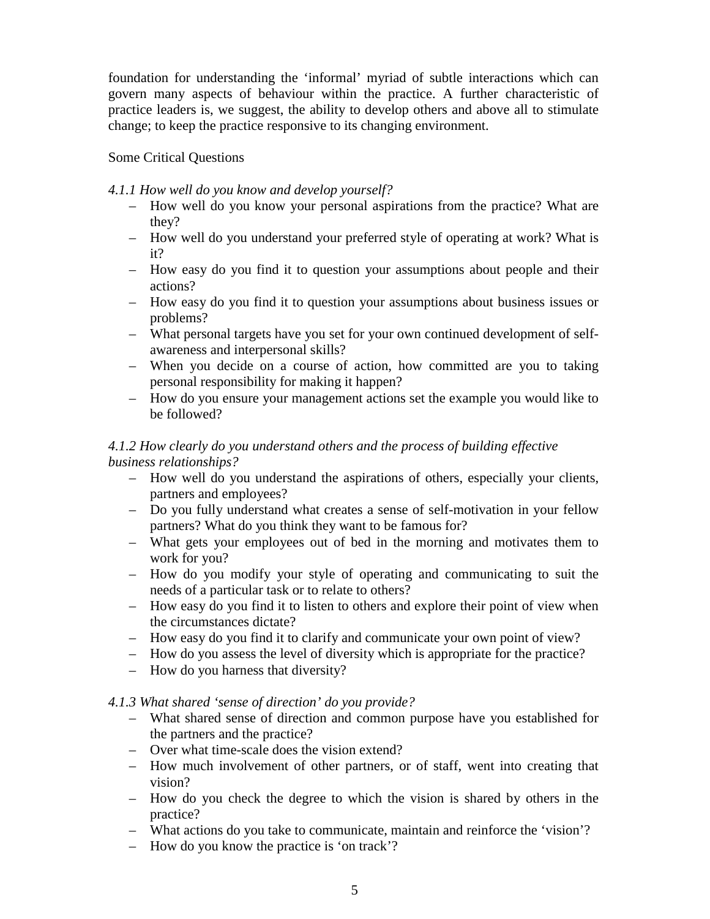foundation for understanding the 'informal' myriad of subtle interactions which can govern many aspects of behaviour within the practice. A further characteristic of practice leaders is, we suggest, the ability to develop others and above all to stimulate change; to keep the practice responsive to its changing environment.

Some Critical Questions

*4.1.1 How well do you know and develop yourself?*

- How well do you know your personal aspirations from the practice? What are they?
- How well do you understand your preferred style of operating at work? What is it?
- How easy do you find it to question your assumptions about people and their actions?
- How easy do you find it to question your assumptions about business issues or problems?
- What personal targets have you set for your own continued development of self-awareness and interpersonal skills?
- When you decide on a course of action, how committed are you to taking personal responsibility for making it happen?
- How do you ensure your management actions set the example you would like to be followed?

*4.1.2 How clearly do you understand others and the process of building effective business relationships?*

- How well do you understand the aspirations of others, especially your clients, partners and employees?
- Do you fully understand what creates a sense of self-motivation in your fellow partners? What do you think they want to be famous for?
- What gets your employees out of bed in the morning and motivates them to work for you?
- How do you modify your style of operating and communicating to suit the needs of a particular task or to relate to others?
- How easy do you find it to listen to others and explore their point of view when the circumstances dictate?
- How easy do you find it to clarify and communicate your own point of view?
- How do you assess the level of diversity which is appropriate for the practice?
- How do you harness that diversity?

*4.1.3 What shared 'sense of direction' do you provide?*

- What shared sense of direction and common purpose have you established for the partners and the practice?
- Over what time-scale does the vision extend?
- How much involvement of other partners, or of staff, went into creating that vision?
- How do you check the degree to which the vision is shared by others in the practice?
- What actions do you take to communicate, maintain and reinforce the 'vision'?
- How do you know the practice is 'on track'?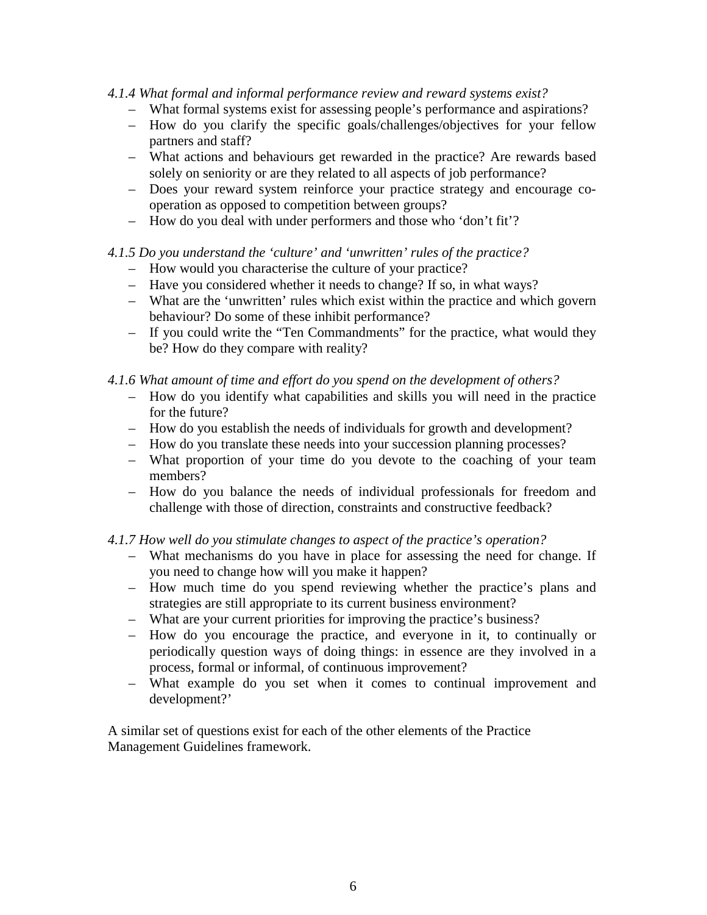*4.1.4 What formal and informal performance review and reward systems exist?*

- What formal systems exist for assessing people's performance and aspirations?
- How do you clarify the specific goals/challenges/objectives for your fellow partners and staff?
- What actions and behaviours get rewarded in the practice? Are rewards based solely on seniority or are they related to all aspects of job performance?
- Does your reward system reinforce your practice strategy and encourage co-operation as opposed to competition between groups?
- How do you deal with under performers and those who 'don't fit'?

*4.1.5 Do you understand the 'culture' and 'unwritten' rules of the practice?*

- How would you characterise the culture of your practice?
- Have you considered whether it needs to change? If so, in what ways?
- What are the 'unwritten' rules which exist within the practice and which govern behaviour? Do some of these inhibit performance?
- If you could write the "Ten Commandments" for the practice, what would they be? How do they compare with reality?

*4.1.6 What amount of time and effort do you spend on the development of others?*

- How do you identify what capabilities and skills you will need in the practice for the future?
- How do you establish the needs of individuals for growth and development?
- How do you translate these needs into your succession planning processes?
- What proportion of your time do you devote to the coaching of your team members?
- How do you balance the needs of individual professionals for freedom and challenge with those of direction, constraints and constructive feedback?

*4.1.7 How well do you stimulate changes to aspect of the practice's operation?*

- What mechanisms do you have in place for assessing the need for change. If you need to change how will you make it happen?
- How much time do you spend reviewing whether the practice's plans and strategies are still appropriate to its current business environment?
- What are your current priorities for improving the practice's business?
- How do you encourage the practice, and everyone in it, to continually or periodically question ways of doing things: in essence are they involved in a process, formal or informal, of continuous improvement?
- What example do you set when it comes to continual improvement and development?'

A similar set of questions exist for each of the other elements of the Practice Management Guidelines framework.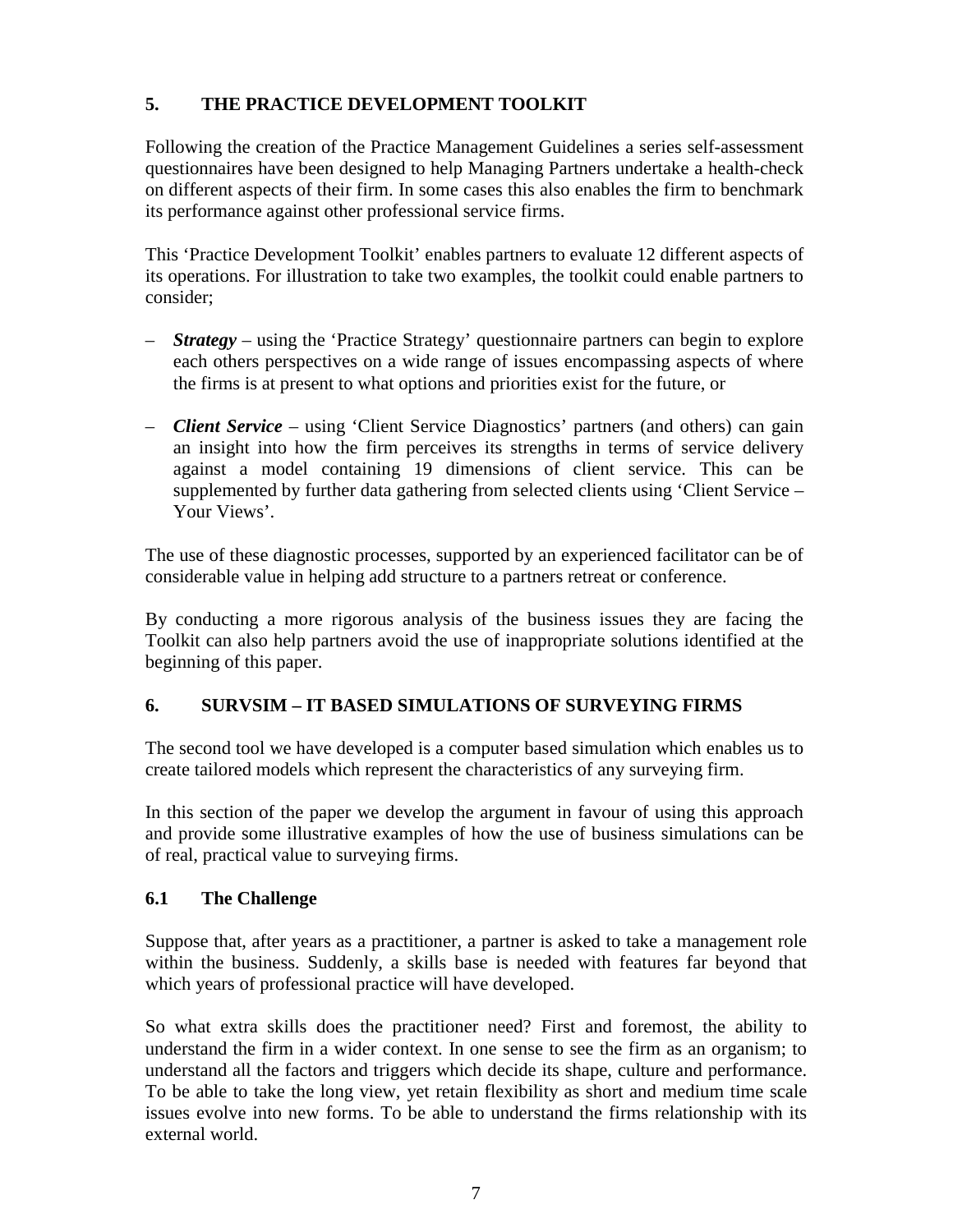## 5. THE PRACTICE DEVELOPMENT TOOLKIT

Following the creation of the Practice Management Guidelines a series self-assessment questionnaires have been designed to help Managing Partners undertake a health-check on different aspects of their firm. In some cases this also enables the firm to benchmark its performance against other professional service firms.

This 'Practice Development Toolkit' enables partners to evaluate 12 different aspects of its operations. For illustration to take two examples, the toolkit could enable partners to consider;

– ***Strategy*** – using the 'Practice Strategy' questionnaire partners can begin to explore each others perspectives on a wide range of issues encompassing aspects of where the firms is at present to what options and priorities exist for the future, or

– ***Client Service*** – using 'Client Service Diagnostics' partners (and others) can gain an insight into how the firm perceives its strengths in terms of service delivery against a model containing 19 dimensions of client service. This can be supplemented by further data gathering from selected clients using 'Client Service – Your Views'.

The use of these diagnostic processes, supported by an experienced facilitator can be of considerable value in helping add structure to a partners retreat or conference.

By conducting a more rigorous analysis of the business issues they are facing the Toolkit can also help partners avoid the use of inappropriate solutions identified at the beginning of this paper.

## 6. SURVSIM – IT BASED SIMULATIONS OF SURVEYING FIRMS

The second tool we have developed is a computer based simulation which enables us to create tailored models which represent the characteristics of any surveying firm.

In this section of the paper we develop the argument in favour of using this approach and provide some illustrative examples of how the use of business simulations can be of real, practical value to surveying firms.

### 6.1 The Challenge

Suppose that, after years as a practitioner, a partner is asked to take a management role within the business. Suddenly, a skills base is needed with features far beyond that which years of professional practice will have developed.

So what extra skills does the practitioner need? First and foremost, the ability to understand the firm in a wider context. In one sense to see the firm as an organism; to understand all the factors and triggers which decide its shape, culture and performance. To be able to take the long view, yet retain flexibility as short and medium time scale issues evolve into new forms. To be able to understand the firms relationship with its external world.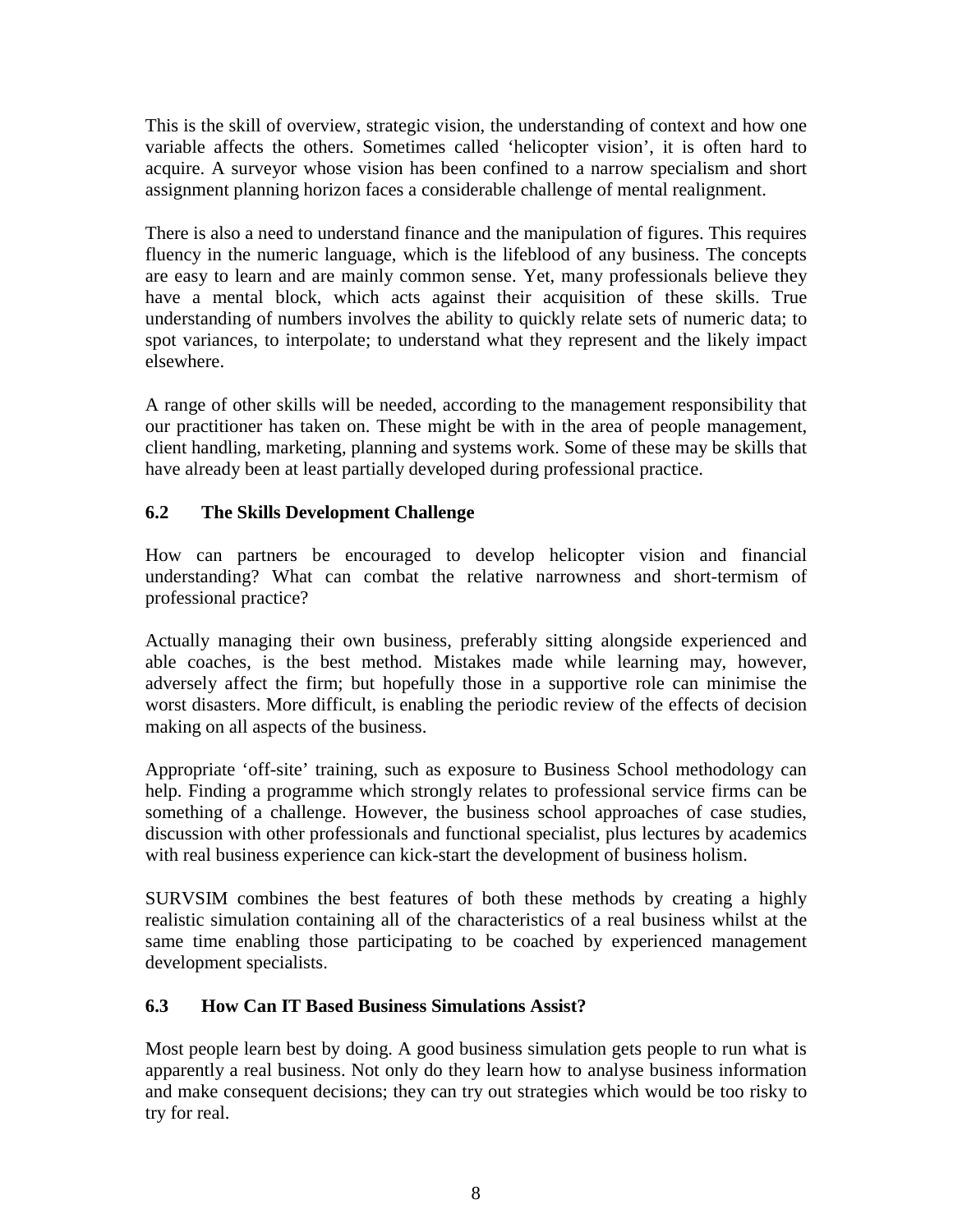This is the skill of overview, strategic vision, the understanding of context and how one variable affects the others. Sometimes called 'helicopter vision', it is often hard to acquire. A surveyor whose vision has been confined to a narrow specialism and short assignment planning horizon faces a considerable challenge of mental realignment.

There is also a need to understand finance and the manipulation of figures. This requires fluency in the numeric language, which is the lifeblood of any business. The concepts are easy to learn and are mainly common sense. Yet, many professionals believe they have a mental block, which acts against their acquisition of these skills. True understanding of numbers involves the ability to quickly relate sets of numeric data; to spot variances, to interpolate; to understand what they represent and the likely impact elsewhere.

A range of other skills will be needed, according to the management responsibility that our practitioner has taken on. These might be with in the area of people management, client handling, marketing, planning and systems work. Some of these may be skills that have already been at least partially developed during professional practice.

## 6.2 The Skills Development Challenge

How can partners be encouraged to develop helicopter vision and financial understanding? What can combat the relative narrowness and short-termism of professional practice?

Actually managing their own business, preferably sitting alongside experienced and able coaches, is the best method. Mistakes made while learning may, however, adversely affect the firm; but hopefully those in a supportive role can minimise the worst disasters. More difficult, is enabling the periodic review of the effects of decision making on all aspects of the business.

Appropriate 'off-site' training, such as exposure to Business School methodology can help. Finding a programme which strongly relates to professional service firms can be something of a challenge. However, the business school approaches of case studies, discussion with other professionals and functional specialist, plus lectures by academics with real business experience can kick-start the development of business holism.

SURVSIM combines the best features of both these methods by creating a highly realistic simulation containing all of the characteristics of a real business whilst at the same time enabling those participating to be coached by experienced management development specialists.

## 6.3 How Can IT Based Business Simulations Assist?

Most people learn best by doing. A good business simulation gets people to run what is apparently a real business. Not only do they learn how to analyse business information and make consequent decisions; they can try out strategies which would be too risky to try for real.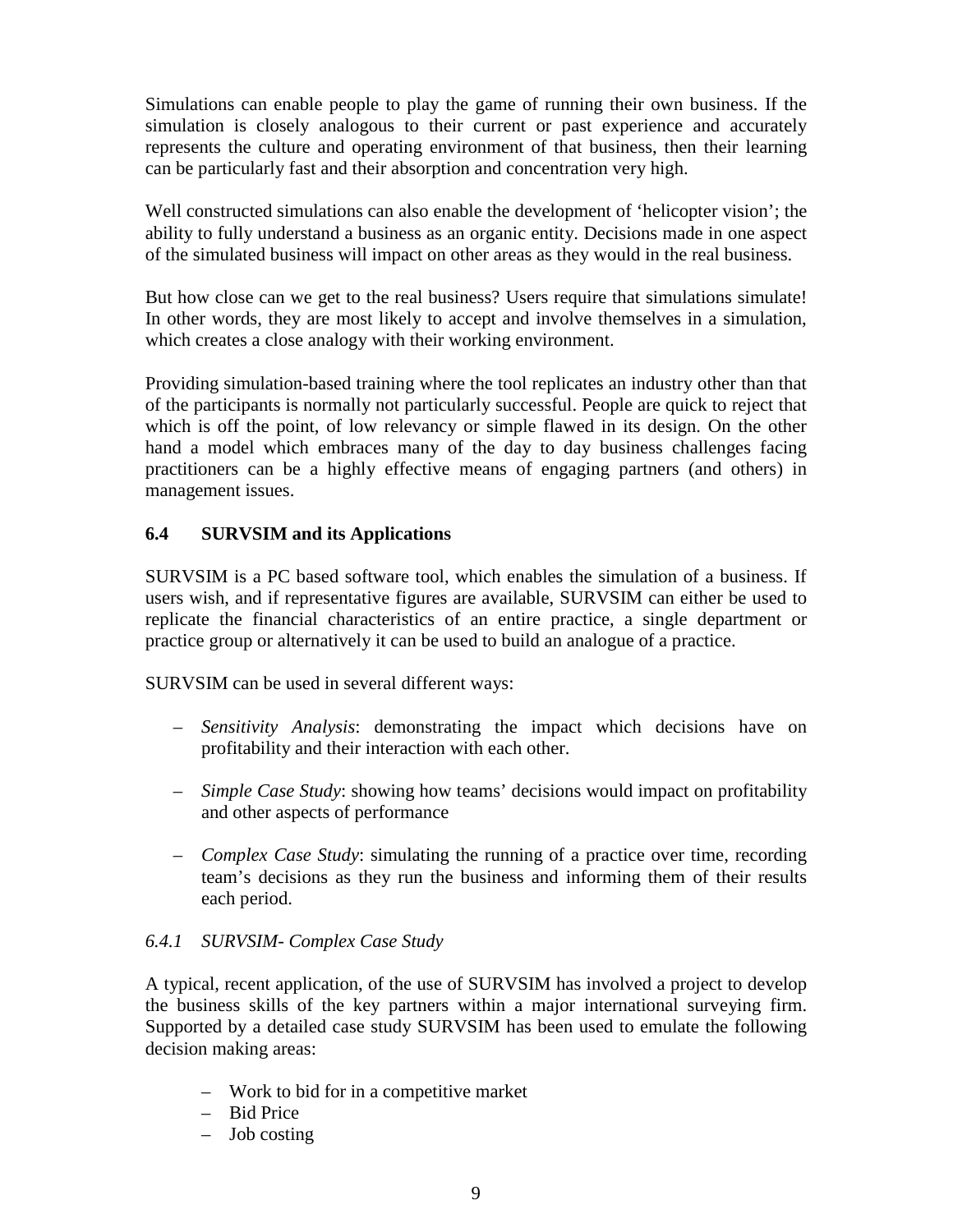Simulations can enable people to play the game of running their own business. If the simulation is closely analogous to their current or past experience and accurately represents the culture and operating environment of that business, then their learning can be particularly fast and their absorption and concentration very high.

Well constructed simulations can also enable the development of 'helicopter vision'; the ability to fully understand a business as an organic entity. Decisions made in one aspect of the simulated business will impact on other areas as they would in the real business.

But how close can we get to the real business? Users require that simulations simulate! In other words, they are most likely to accept and involve themselves in a simulation, which creates a close analogy with their working environment.

Providing simulation-based training where the tool replicates an industry other than that of the participants is normally not particularly successful. People are quick to reject that which is off the point, of low relevancy or simple flawed in its design. On the other hand a model which embraces many of the day to day business challenges facing practitioners can be a highly effective means of engaging partners (and others) in management issues.

## 6.4 SURVSIM and its Applications

SURVSIM is a PC based software tool, which enables the simulation of a business. If users wish, and if representative figures are available, SURVSIM can either be used to replicate the financial characteristics of an entire practice, a single department or practice group or alternatively it can be used to build an analogue of a practice.

SURVSIM can be used in several different ways:

- *Sensitivity Analysis*: demonstrating the impact which decisions have on profitability and their interaction with each other.
- *Simple Case Study*: showing how teams' decisions would impact on profitability and other aspects of performance
- *Complex Case Study*: simulating the running of a practice over time, recording team's decisions as they run the business and informing them of their results each period.

### *6.4.1 SURVSIM- Complex Case Study*

A typical, recent application, of the use of SURVSIM has involved a project to develop the business skills of the key partners within a major international surveying firm. Supported by a detailed case study SURVSIM has been used to emulate the following decision making areas:

- Work to bid for in a competitive market
- Bid Price
- Job costing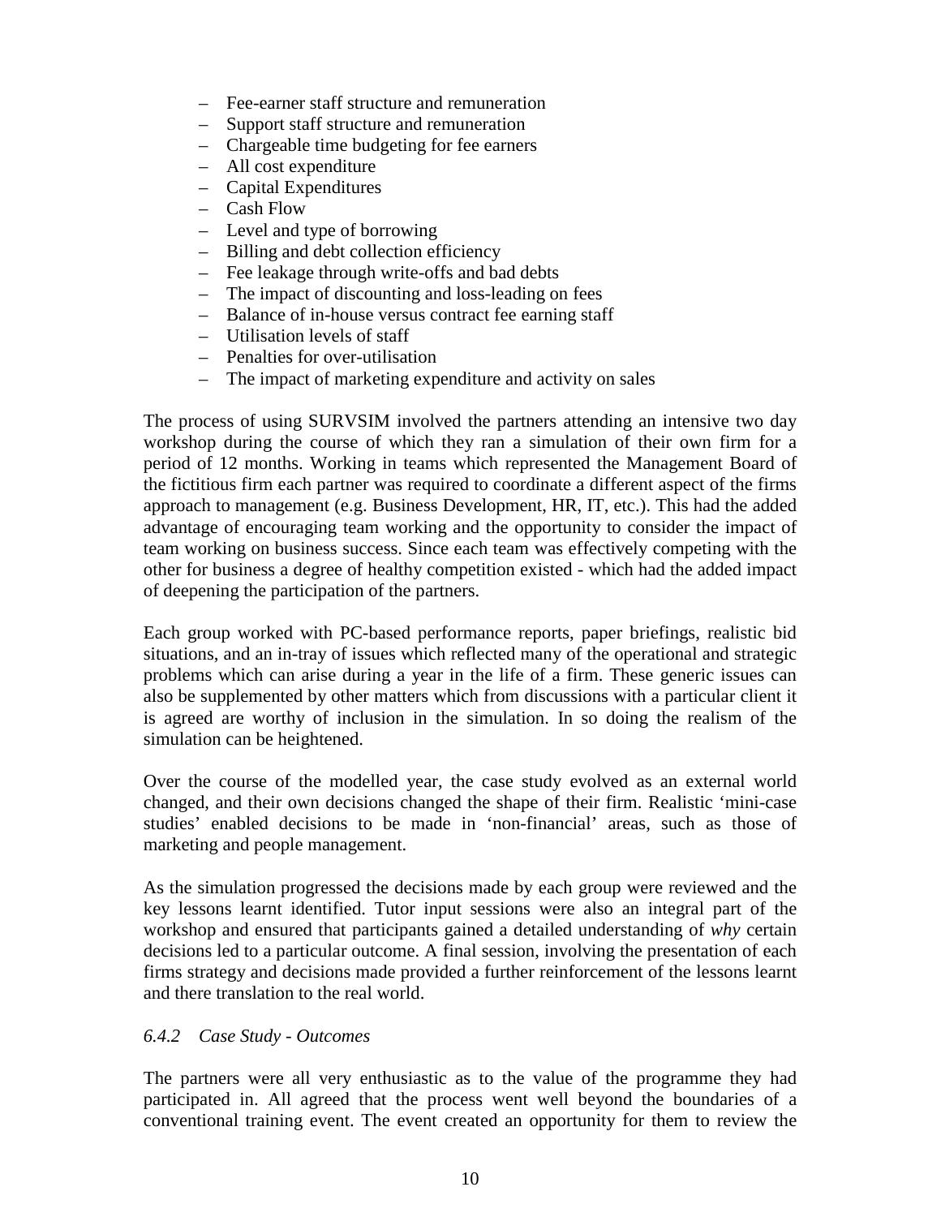- Fee-earner staff structure and remuneration
- Support staff structure and remuneration
- Chargeable time budgeting for fee earners
- All cost expenditure
- Capital Expenditures
- Cash Flow
- Level and type of borrowing
- Billing and debt collection efficiency
- Fee leakage through write-offs and bad debts
- The impact of discounting and loss-leading on fees
- Balance of in-house versus contract fee earning staff
- Utilisation levels of staff
- Penalties for over-utilisation
- The impact of marketing expenditure and activity on sales

The process of using SURVSIM involved the partners attending an intensive two day workshop during the course of which they ran a simulation of their own firm for a period of 12 months. Working in teams which represented the Management Board of the fictitious firm each partner was required to coordinate a different aspect of the firms approach to management (e.g. Business Development, HR, IT, etc.). This had the added advantage of encouraging team working and the opportunity to consider the impact of team working on business success. Since each team was effectively competing with the other for business a degree of healthy competition existed - which had the added impact of deepening the participation of the partners.

Each group worked with PC-based performance reports, paper briefings, realistic bid situations, and an in-tray of issues which reflected many of the operational and strategic problems which can arise during a year in the life of a firm. These generic issues can also be supplemented by other matters which from discussions with a particular client it is agreed are worthy of inclusion in the simulation. In so doing the realism of the simulation can be heightened.

Over the course of the modelled year, the case study evolved as an external world changed, and their own decisions changed the shape of their firm. Realistic 'mini-case studies' enabled decisions to be made in 'non-financial' areas, such as those of marketing and people management.

As the simulation progressed the decisions made by each group were reviewed and the key lessons learnt identified. Tutor input sessions were also an integral part of the workshop and ensured that participants gained a detailed understanding of *why* certain decisions led to a particular outcome. A final session, involving the presentation of each firms strategy and decisions made provided a further reinforcement of the lessons learnt and there translation to the real world.

#### *6.4.2 Case Study - Outcomes*

The partners were all very enthusiastic as to the value of the programme they had participated in. All agreed that the process went well beyond the boundaries of a conventional training event. The event created an opportunity for them to review the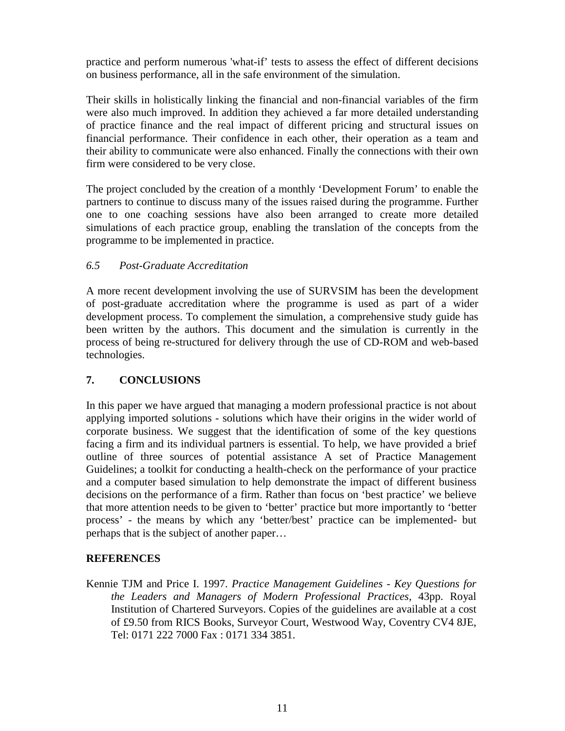practice and perform numerous 'what-if' tests to assess the effect of different decisions on business performance, all in the safe environment of the simulation.

Their skills in holistically linking the financial and non-financial variables of the firm were also much improved. In addition they achieved a far more detailed understanding of practice finance and the real impact of different pricing and structural issues on financial performance. Their confidence in each other, their operation as a team and their ability to communicate were also enhanced. Finally the connections with their own firm were considered to be very close.

The project concluded by the creation of a monthly 'Development Forum' to enable the partners to continue to discuss many of the issues raised during the programme. Further one to one coaching sessions have also been arranged to create more detailed simulations of each practice group, enabling the translation of the concepts from the programme to be implemented in practice.

### *6.5 Post-Graduate Accreditation*

A more recent development involving the use of SURVSIM has been the development of post-graduate accreditation where the programme is used as part of a wider development process. To complement the simulation, a comprehensive study guide has been written by the authors. This document and the simulation is currently in the process of being re-structured for delivery through the use of CD-ROM and web-based technologies.

## 7. CONCLUSIONS

In this paper we have argued that managing a modern professional practice is not about applying imported solutions - solutions which have their origins in the wider world of corporate business. We suggest that the identification of some of the key questions facing a firm and its individual partners is essential. To help, we have provided a brief outline of three sources of potential assistance A set of Practice Management Guidelines; a toolkit for conducting a health-check on the performance of your practice and a computer based simulation to help demonstrate the impact of different business decisions on the performance of a firm. Rather than focus on 'best practice' we believe that more attention needs to be given to 'better' practice but more importantly to 'better process' - the means by which any 'better/best' practice can be implemented- but perhaps that is the subject of another paper…

## REFERENCES

Kennie TJM and Price I. 1997. *Practice Management Guidelines - Key Questions for the Leaders and Managers of Modern Professional Practices*, 43pp. Royal Institution of Chartered Surveyors. Copies of the guidelines are available at a cost of £9.50 from RICS Books, Surveyor Court, Westwood Way, Coventry CV4 8JE, Tel: 0171 222 7000 Fax : 0171 334 3851.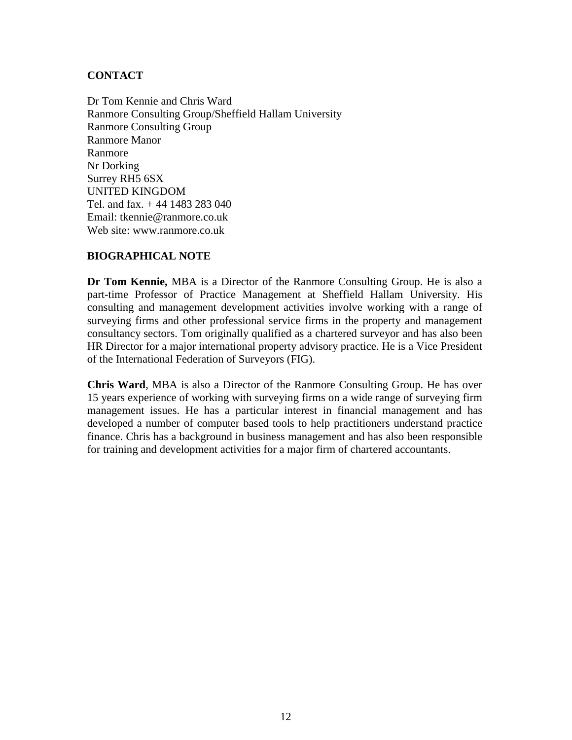## CONTACT

Dr Tom Kennie and Chris Ward
Ranmore Consulting Group/Sheffield Hallam University
Ranmore Consulting Group
Ranmore Manor
Ranmore
Nr Dorking
Surrey RH5 6SX
UNITED KINGDOM
Tel. and fax. + 44 1483 283 040
Email: tkennie@ranmore.co.uk
Web site: www.ranmore.co.uk

## BIOGRAPHICAL NOTE

**Dr Tom Kennie,** MBA is a Director of the Ranmore Consulting Group. He is also a part-time Professor of Practice Management at Sheffield Hallam University. His consulting and management development activities involve working with a range of surveying firms and other professional service firms in the property and management consultancy sectors. Tom originally qualified as a chartered surveyor and has also been HR Director for a major international property advisory practice. He is a Vice President of the International Federation of Surveyors (FIG).

**Chris Ward**, MBA is also a Director of the Ranmore Consulting Group. He has over 15 years experience of working with surveying firms on a wide range of surveying firm management issues. He has a particular interest in financial management and has developed a number of computer based tools to help practitioners understand practice finance. Chris has a background in business management and has also been responsible for training and development activities for a major firm of chartered accountants.